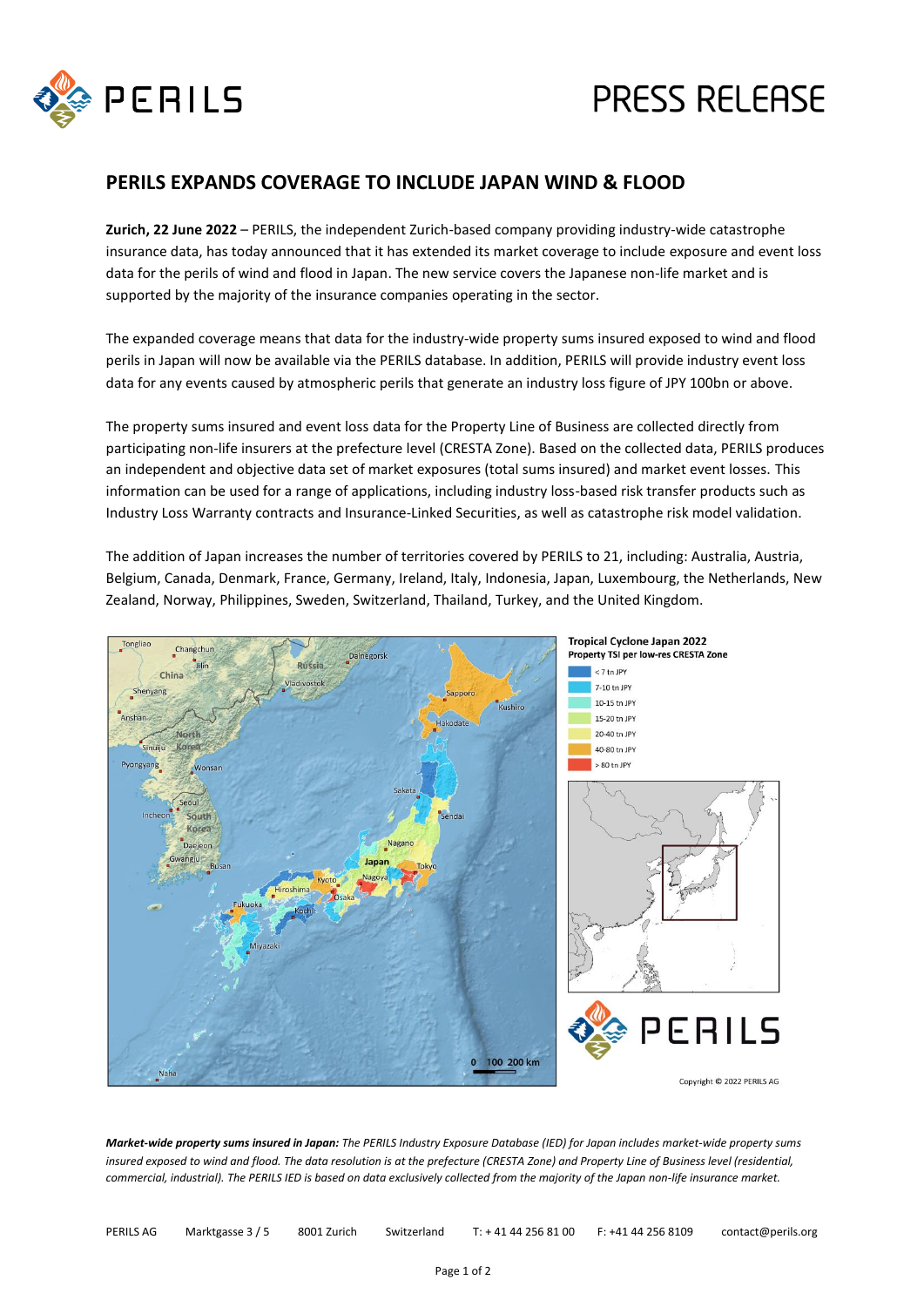PERILS

PRESS RELEASE

## PERILS EXPANDS COVERAGE TO INCLUDE JAPAN WIND & FLOOD

**Zurich, 22 June 2022** – PERILS, the independent Zurich-based company providing industry-wide catastrophe insurance data, has today announced that it has extended its market coverage to include exposure and event loss data for the perils of wind and flood in Japan. The new service covers the Japanese non-life market and is supported by the majority of the insurance companies operating in the sector.

The expanded coverage means that data for the industry-wide property sums insured exposed to wind and flood perils in Japan will now be available via the PERILS database. In addition, PERILS will provide industry event loss data for any events caused by atmospheric perils that generate an industry loss figure of JPY 100bn or above.

The property sums insured and event loss data for the Property Line of Business are collected directly from participating non-life insurers at the prefecture level (CRESTA Zone). Based on the collected data, PERILS produces an independent and objective data set of market exposures (total sums insured) and market event losses. This information can be used for a range of applications, including industry loss-based risk transfer products such as Industry Loss Warranty contracts and Insurance-Linked Securities, as well as catastrophe risk model validation.

The addition of Japan increases the number of territories covered by PERILS to 21, including: Australia, Austria, Belgium, Canada, Denmark, France, Germany, Ireland, Italy, Indonesia, Japan, Luxembourg, the Netherlands, New Zealand, Norway, Philippines, Sweden, Switzerland, Thailand, Turkey, and the United Kingdom.

**Tropical Cyclone Japan 2022**
**Property TSI per low-res CRESTA Zone**

- < 7 tn JPY
- 7-10 tn JPY
- 10-15 tn JPY
- 15-20 tn JPY
- 20-40 tn JPY
- 40-80 tn JPY
- > 80 tn JPY

Copyright © 2022 PERILS AG

***Market-wide property sums insured in Japan:*** *The PERILS Industry Exposure Database (IED) for Japan includes market-wide property sums insured exposed to wind and flood. The data resolution is at the prefecture (CRESTA Zone) and Property Line of Business level (residential, commercial, industrial). The PERILS IED is based on data exclusively collected from the majority of the Japan non-life insurance market.*

PERILS AG | Marktgasse 3 / 5 | 8001 Zurich | Switzerland | T: + 41 44 256 81 00 | F: +41 44 256 8109 | contact@perils.org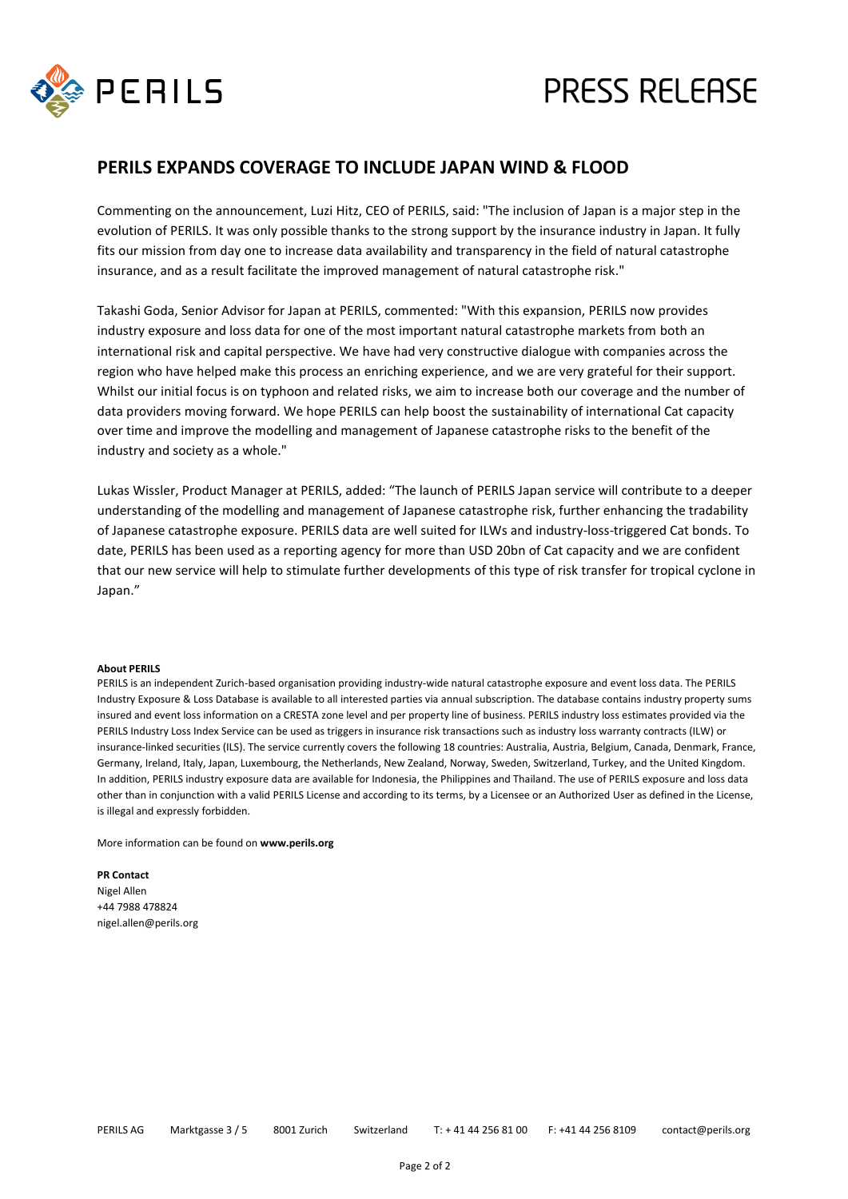# PRESS RELEASE

## PERILS EXPANDS COVERAGE TO INCLUDE JAPAN WIND & FLOOD

Commenting on the announcement, Luzi Hitz, CEO of PERILS, said: "The inclusion of Japan is a major step in the evolution of PERILS. It was only possible thanks to the strong support by the insurance industry in Japan. It fully fits our mission from day one to increase data availability and transparency in the field of natural catastrophe insurance, and as a result facilitate the improved management of natural catastrophe risk."

Takashi Goda, Senior Advisor for Japan at PERILS, commented: "With this expansion, PERILS now provides industry exposure and loss data for one of the most important natural catastrophe markets from both an international risk and capital perspective. We have had very constructive dialogue with companies across the region who have helped make this process an enriching experience, and we are very grateful for their support. Whilst our initial focus is on typhoon and related risks, we aim to increase both our coverage and the number of data providers moving forward. We hope PERILS can help boost the sustainability of international Cat capacity over time and improve the modelling and management of Japanese catastrophe risks to the benefit of the industry and society as a whole."

Lukas Wissler, Product Manager at PERILS, added: "The launch of PERILS Japan service will contribute to a deeper understanding of the modelling and management of Japanese catastrophe risk, further enhancing the tradability of Japanese catastrophe exposure. PERILS data are well suited for ILWs and industry-loss-triggered Cat bonds. To date, PERILS has been used as a reporting agency for more than USD 20bn of Cat capacity and we are confident that our new service will help to stimulate further developments of this type of risk transfer for tropical cyclone in Japan."

**About PERILS**

PERILS is an independent Zurich-based organisation providing industry-wide natural catastrophe exposure and event loss data. The PERILS Industry Exposure & Loss Database is available to all interested parties via annual subscription. The database contains industry property sums insured and event loss information on a CRESTA zone level and per property line of business. PERILS industry loss estimates provided via the PERILS Industry Loss Index Service can be used as triggers in insurance risk transactions such as industry loss warranty contracts (ILW) or insurance-linked securities (ILS). The service currently covers the following 18 countries: Australia, Austria, Belgium, Canada, Denmark, France, Germany, Ireland, Italy, Japan, Luxembourg, the Netherlands, New Zealand, Norway, Sweden, Switzerland, Turkey, and the United Kingdom. In addition, PERILS industry exposure data are available for Indonesia, the Philippines and Thailand. The use of PERILS exposure and loss data other than in conjunction with a valid PERILS License and according to its terms, by a Licensee or an Authorized User as defined in the License, is illegal and expressly forbidden.

More information can be found on **www.perils.org**

**PR Contact**
Nigel Allen
+44 7988 478824
nigel.allen@perils.org

PERILS AG Marktgasse 3 / 5 8001 Zurich Switzerland T: + 41 44 256 81 00 F: +41 44 256 8109 contact@perils.org